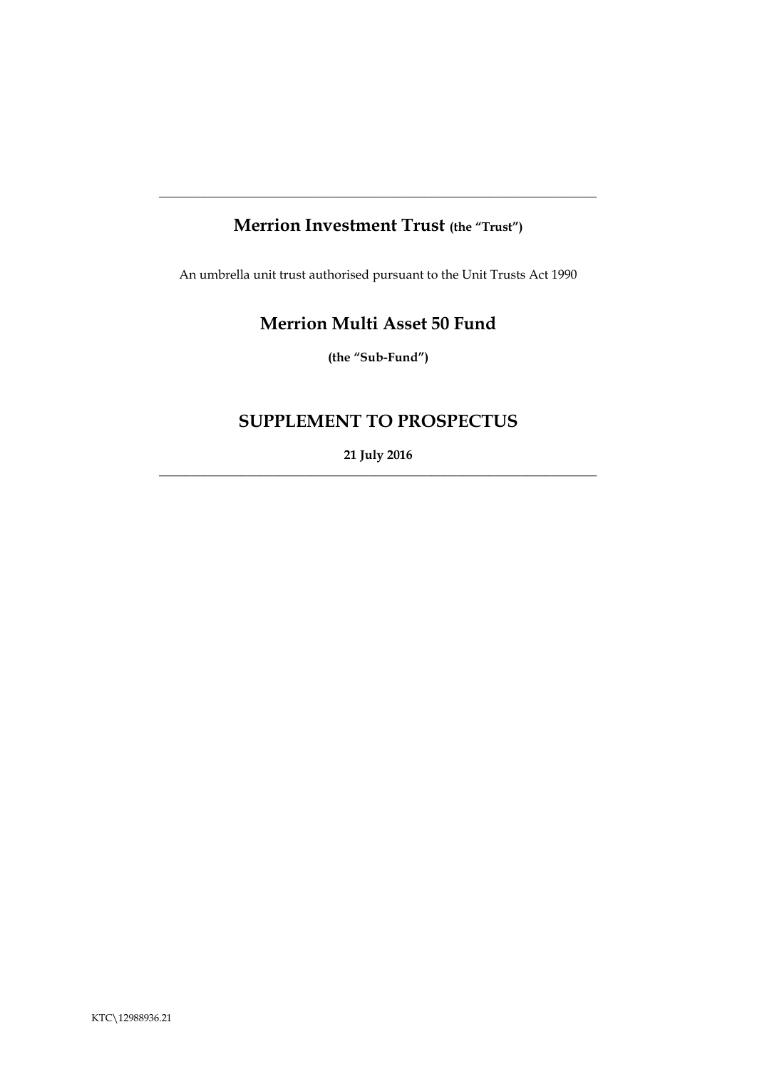---

# Merrion Investment Trust (the "Trust")

An umbrella unit trust authorised pursuant to the Unit Trusts Act 1990

# Merrion Multi Asset 50 Fund

**(the "Sub-Fund")**

# SUPPLEMENT TO PROSPECTUS

**21 July 2016**

---

KTC\12988936.21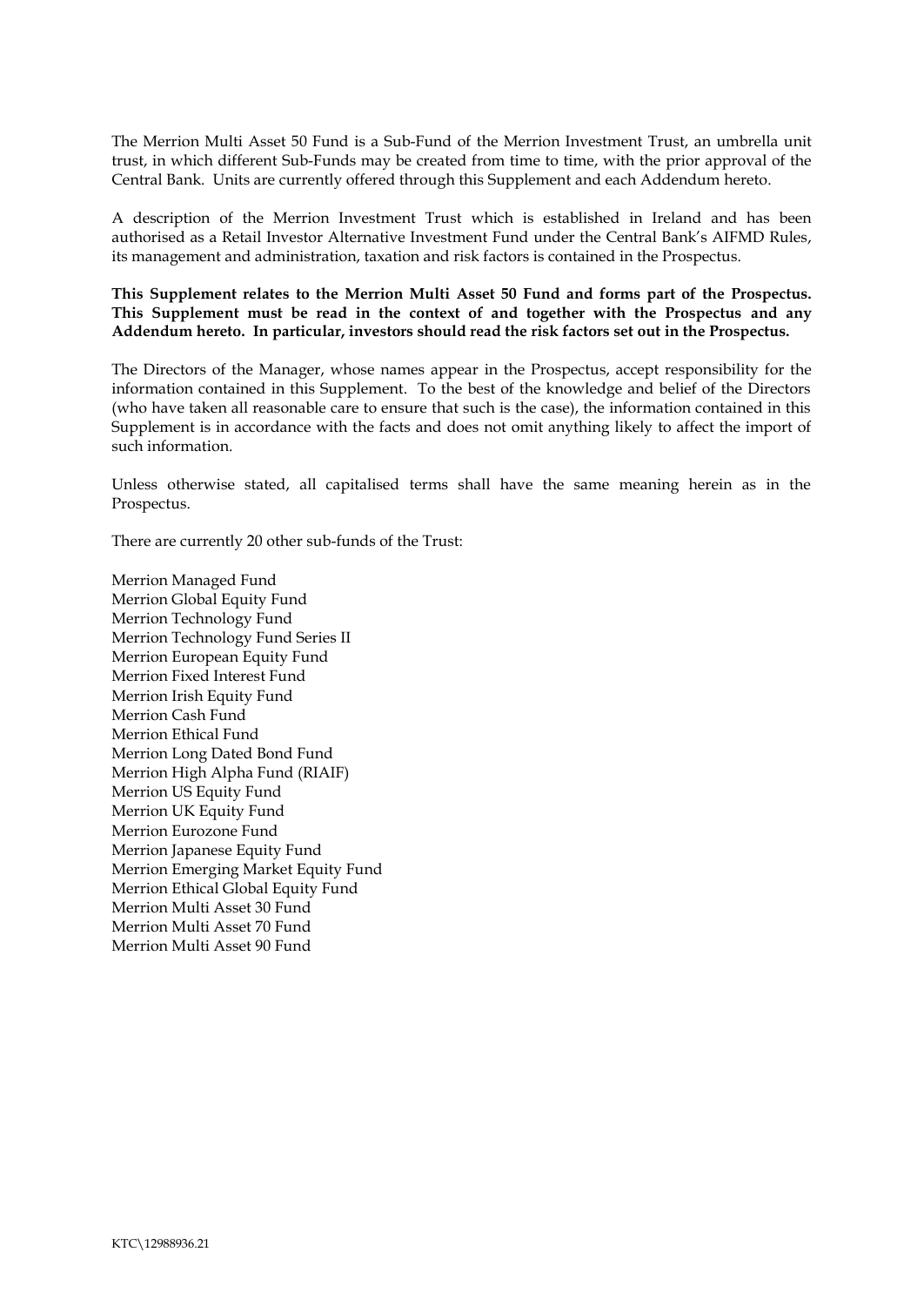The Merrion Multi Asset 50 Fund is a Sub-Fund of the Merrion Investment Trust, an umbrella unit trust, in which different Sub-Funds may be created from time to time, with the prior approval of the Central Bank. Units are currently offered through this Supplement and each Addendum hereto.

A description of the Merrion Investment Trust which is established in Ireland and has been authorised as a Retail Investor Alternative Investment Fund under the Central Bank's AIFMD Rules, its management and administration, taxation and risk factors is contained in the Prospectus.

**This Supplement relates to the Merrion Multi Asset 50 Fund and forms part of the Prospectus. This Supplement must be read in the context of and together with the Prospectus and any Addendum hereto. In particular, investors should read the risk factors set out in the Prospectus.**

The Directors of the Manager, whose names appear in the Prospectus, accept responsibility for the information contained in this Supplement. To the best of the knowledge and belief of the Directors (who have taken all reasonable care to ensure that such is the case), the information contained in this Supplement is in accordance with the facts and does not omit anything likely to affect the import of such information.

Unless otherwise stated, all capitalised terms shall have the same meaning herein as in the Prospectus.

There are currently 20 other sub-funds of the Trust:

Merrion Managed Fund
Merrion Global Equity Fund
Merrion Technology Fund
Merrion Technology Fund Series II
Merrion European Equity Fund
Merrion Fixed Interest Fund
Merrion Irish Equity Fund
Merrion Cash Fund
Merrion Ethical Fund
Merrion Long Dated Bond Fund
Merrion High Alpha Fund (RIAIF)
Merrion US Equity Fund
Merrion UK Equity Fund
Merrion Eurozone Fund
Merrion Japanese Equity Fund
Merrion Emerging Market Equity Fund
Merrion Ethical Global Equity Fund
Merrion Multi Asset 30 Fund
Merrion Multi Asset 70 Fund
Merrion Multi Asset 90 Fund

KTC\12988936.21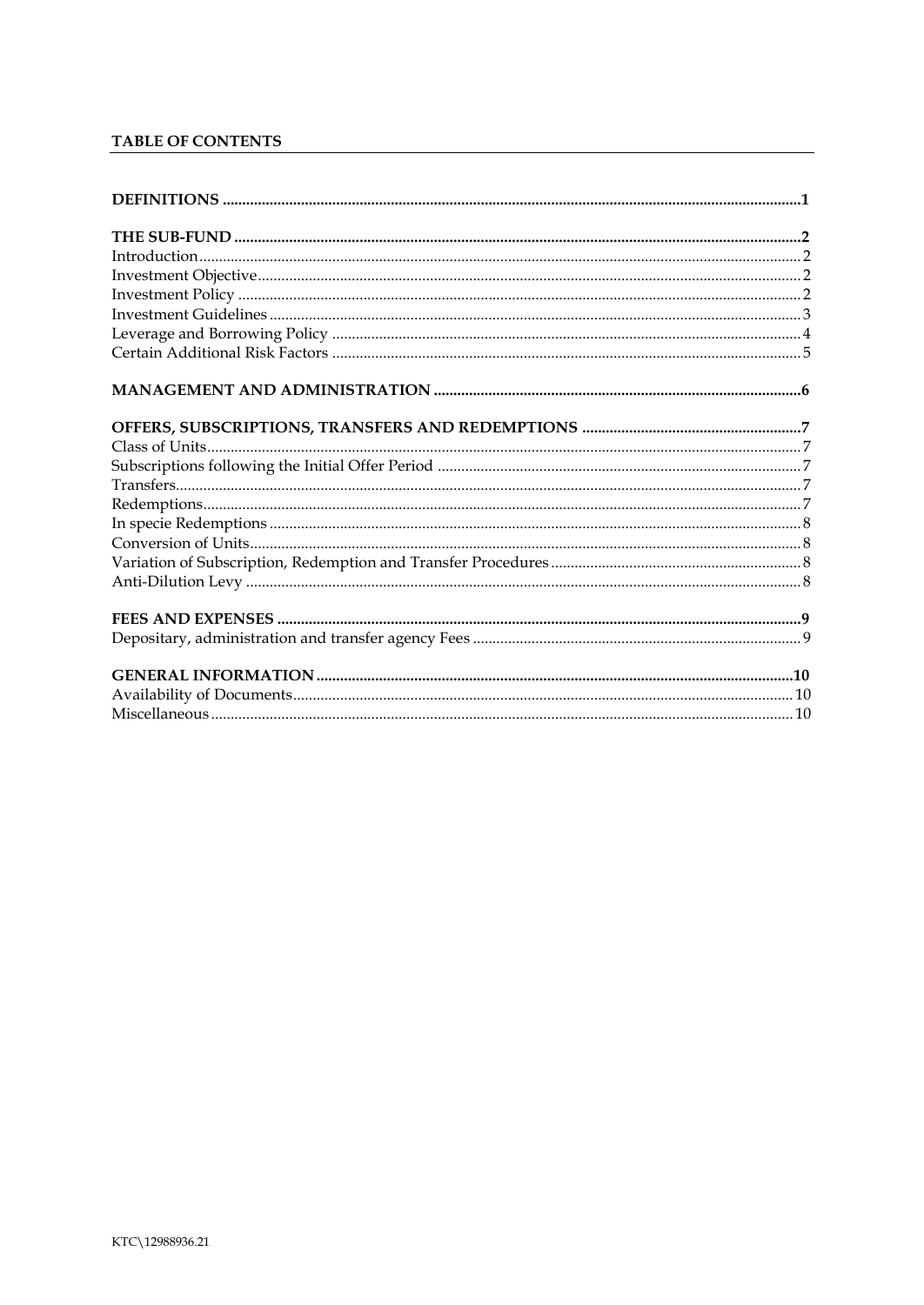**TABLE OF CONTENTS**

**DEFINITIONS** .......... **1**

**THE SUB-FUND** .......... **2**
Introduction .......... 2
Investment Objective .......... 2
Investment Policy .......... 2
Investment Guidelines .......... 3
Leverage and Borrowing Policy .......... 4
Certain Additional Risk Factors .......... 5

**MANAGEMENT AND ADMINISTRATION** .......... **6**

**OFFERS, SUBSCRIPTIONS, TRANSFERS AND REDEMPTIONS** .......... **7**
Class of Units .......... 7
Subscriptions following the Initial Offer Period .......... 7
Transfers .......... 7
Redemptions .......... 7
In specie Redemptions .......... 8
Conversion of Units .......... 8
Variation of Subscription, Redemption and Transfer Procedures .......... 8
Anti-Dilution Levy .......... 8

**FEES AND EXPENSES** .......... **9**
Depositary, administration and transfer agency Fees .......... 9

**GENERAL INFORMATION** .......... **10**
Availability of Documents .......... 10
Miscellaneous .......... 10

KTC\12988936.21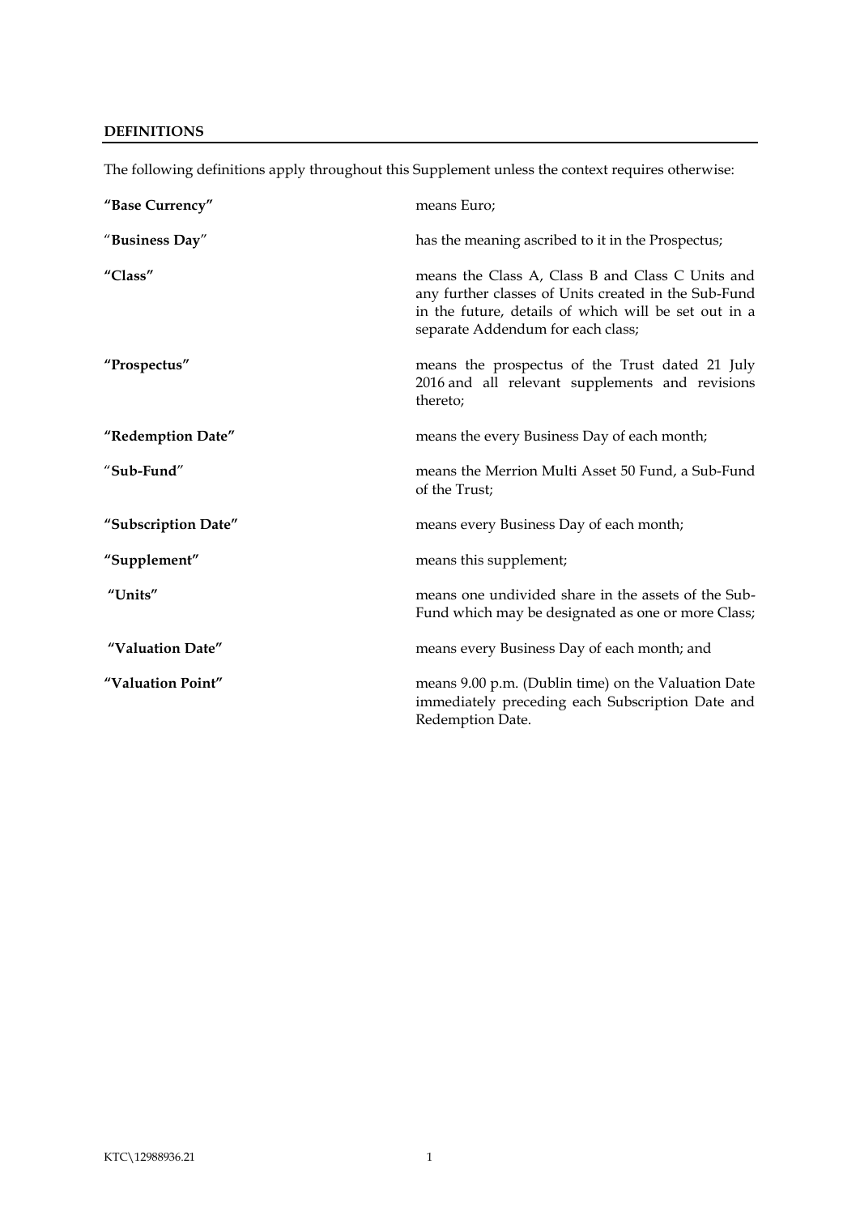## DEFINITIONS

The following definitions apply throughout this Supplement unless the context requires otherwise:

| | |
|---|---|
| **"Base Currency"** | means Euro; |
| "**Business Day**" | has the meaning ascribed to it in the Prospectus; |
| **"Class"** | means the Class A, Class B and Class C Units and any further classes of Units created in the Sub-Fund in the future, details of which will be set out in a separate Addendum for each class; |
| **"Prospectus"** | means the prospectus of the Trust dated 21 July 2016 and all relevant supplements and revisions thereto; |
| **"Redemption Date"** | means the every Business Day of each month; |
| "**Sub-Fund**" | means the Merrion Multi Asset 50 Fund, a Sub-Fund of the Trust; |
| **"Subscription Date"** | means every Business Day of each month; |
| **"Supplement"** | means this supplement; |
| **"Units"** | means one undivided share in the assets of the Sub-Fund which may be designated as one or more Class; |
| **"Valuation Date"** | means every Business Day of each month; and |
| **"Valuation Point"** | means 9.00 p.m. (Dublin time) on the Valuation Date immediately preceding each Subscription Date and Redemption Date. |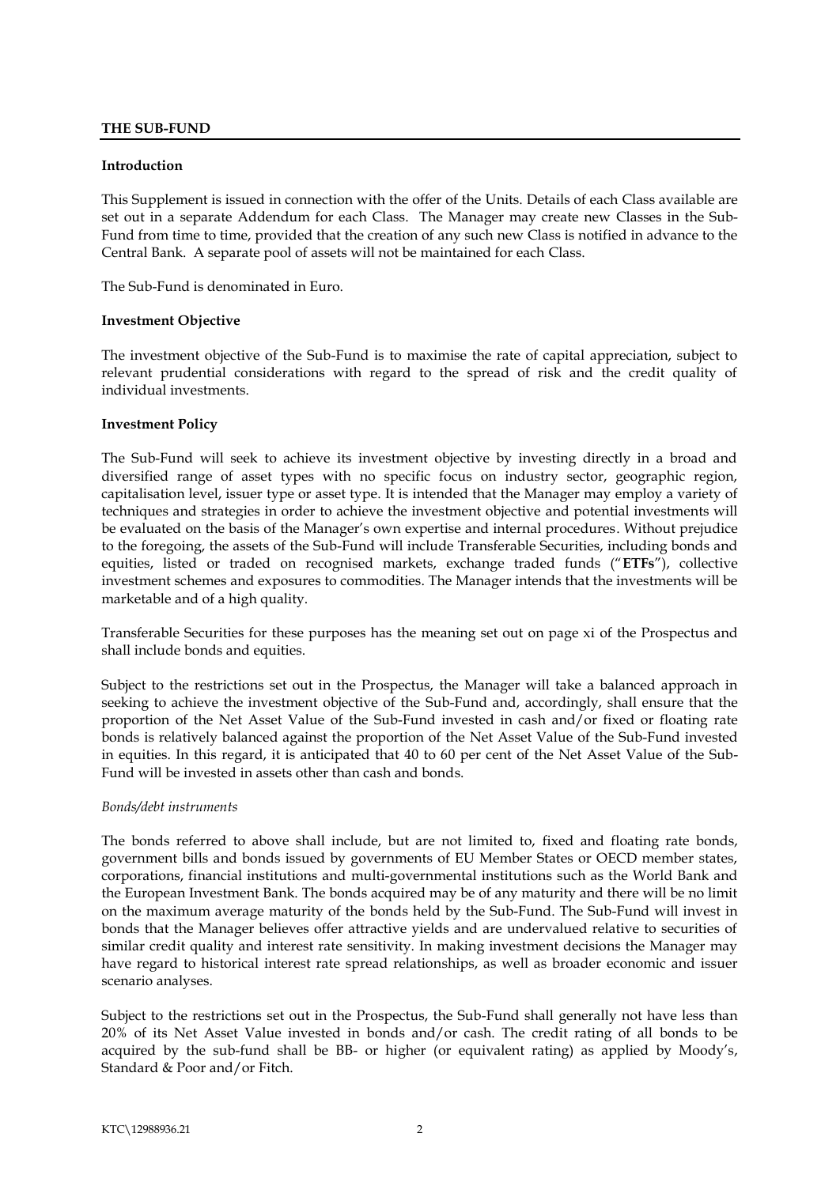## THE SUB-FUND

### Introduction

This Supplement is issued in connection with the offer of the Units. Details of each Class available are set out in a separate Addendum for each Class. The Manager may create new Classes in the Sub-Fund from time to time, provided that the creation of any such new Class is notified in advance to the Central Bank. A separate pool of assets will not be maintained for each Class.

The Sub-Fund is denominated in Euro.

### Investment Objective

The investment objective of the Sub-Fund is to maximise the rate of capital appreciation, subject to relevant prudential considerations with regard to the spread of risk and the credit quality of individual investments.

### Investment Policy

The Sub-Fund will seek to achieve its investment objective by investing directly in a broad and diversified range of asset types with no specific focus on industry sector, geographic region, capitalisation level, issuer type or asset type. It is intended that the Manager may employ a variety of techniques and strategies in order to achieve the investment objective and potential investments will be evaluated on the basis of the Manager's own expertise and internal procedures. Without prejudice to the foregoing, the assets of the Sub-Fund will include Transferable Securities, including bonds and equities, listed or traded on recognised markets, exchange traded funds ("**ETFs**"), collective investment schemes and exposures to commodities. The Manager intends that the investments will be marketable and of a high quality.

Transferable Securities for these purposes has the meaning set out on page xi of the Prospectus and shall include bonds and equities.

Subject to the restrictions set out in the Prospectus, the Manager will take a balanced approach in seeking to achieve the investment objective of the Sub-Fund and, accordingly, shall ensure that the proportion of the Net Asset Value of the Sub-Fund invested in cash and/or fixed or floating rate bonds is relatively balanced against the proportion of the Net Asset Value of the Sub-Fund invested in equities. In this regard, it is anticipated that 40 to 60 per cent of the Net Asset Value of the Sub-Fund will be invested in assets other than cash and bonds.

*Bonds/debt instruments*

The bonds referred to above shall include, but are not limited to, fixed and floating rate bonds, government bills and bonds issued by governments of EU Member States or OECD member states, corporations, financial institutions and multi-governmental institutions such as the World Bank and the European Investment Bank. The bonds acquired may be of any maturity and there will be no limit on the maximum average maturity of the bonds held by the Sub-Fund. The Sub-Fund will invest in bonds that the Manager believes offer attractive yields and are undervalued relative to securities of similar credit quality and interest rate sensitivity. In making investment decisions the Manager may have regard to historical interest rate spread relationships, as well as broader economic and issuer scenario analyses.

Subject to the restrictions set out in the Prospectus, the Sub-Fund shall generally not have less than 20% of its Net Asset Value invested in bonds and/or cash. The credit rating of all bonds to be acquired by the sub-fund shall be BB- or higher (or equivalent rating) as applied by Moody's, Standard & Poor and/or Fitch.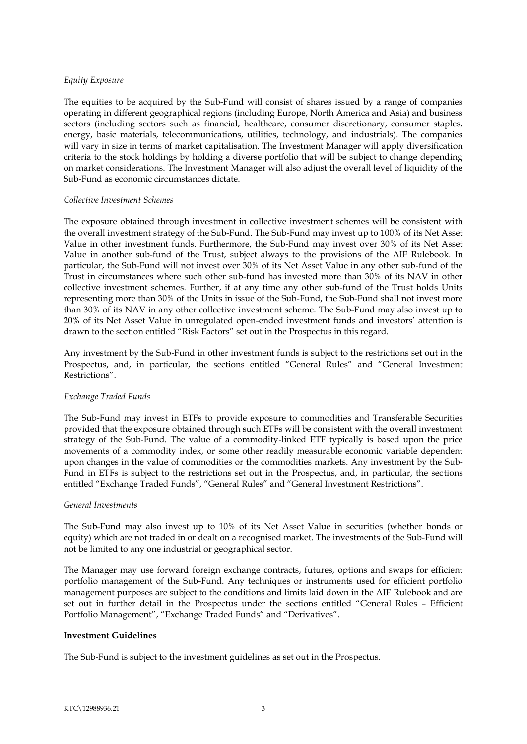*Equity Exposure*

The equities to be acquired by the Sub-Fund will consist of shares issued by a range of companies operating in different geographical regions (including Europe, North America and Asia) and business sectors (including sectors such as financial, healthcare, consumer discretionary, consumer staples, energy, basic materials, telecommunications, utilities, technology, and industrials). The companies will vary in size in terms of market capitalisation. The Investment Manager will apply diversification criteria to the stock holdings by holding a diverse portfolio that will be subject to change depending on market considerations. The Investment Manager will also adjust the overall level of liquidity of the Sub-Fund as economic circumstances dictate.

*Collective Investment Schemes*

The exposure obtained through investment in collective investment schemes will be consistent with the overall investment strategy of the Sub-Fund. The Sub-Fund may invest up to 100% of its Net Asset Value in other investment funds. Furthermore, the Sub-Fund may invest over 30% of its Net Asset Value in another sub-fund of the Trust, subject always to the provisions of the AIF Rulebook. In particular, the Sub-Fund will not invest over 30% of its Net Asset Value in any other sub-fund of the Trust in circumstances where such other sub-fund has invested more than 30% of its NAV in other collective investment schemes. Further, if at any time any other sub-fund of the Trust holds Units representing more than 30% of the Units in issue of the Sub-Fund, the Sub-Fund shall not invest more than 30% of its NAV in any other collective investment scheme. The Sub-Fund may also invest up to 20% of its Net Asset Value in unregulated open-ended investment funds and investors' attention is drawn to the section entitled "Risk Factors" set out in the Prospectus in this regard.

Any investment by the Sub-Fund in other investment funds is subject to the restrictions set out in the Prospectus, and, in particular, the sections entitled "General Rules" and "General Investment Restrictions".

*Exchange Traded Funds*

The Sub-Fund may invest in ETFs to provide exposure to commodities and Transferable Securities provided that the exposure obtained through such ETFs will be consistent with the overall investment strategy of the Sub-Fund. The value of a commodity-linked ETF typically is based upon the price movements of a commodity index, or some other readily measurable economic variable dependent upon changes in the value of commodities or the commodities markets. Any investment by the Sub-Fund in ETFs is subject to the restrictions set out in the Prospectus, and, in particular, the sections entitled "Exchange Traded Funds", "General Rules" and "General Investment Restrictions".

*General Investments*

The Sub-Fund may also invest up to 10% of its Net Asset Value in securities (whether bonds or equity) which are not traded in or dealt on a recognised market. The investments of the Sub-Fund will not be limited to any one industrial or geographical sector.

The Manager may use forward foreign exchange contracts, futures, options and swaps for efficient portfolio management of the Sub-Fund. Any techniques or instruments used for efficient portfolio management purposes are subject to the conditions and limits laid down in the AIF Rulebook and are set out in further detail in the Prospectus under the sections entitled "General Rules – Efficient Portfolio Management", "Exchange Traded Funds" and "Derivatives".

**Investment Guidelines**

The Sub-Fund is subject to the investment guidelines as set out in the Prospectus.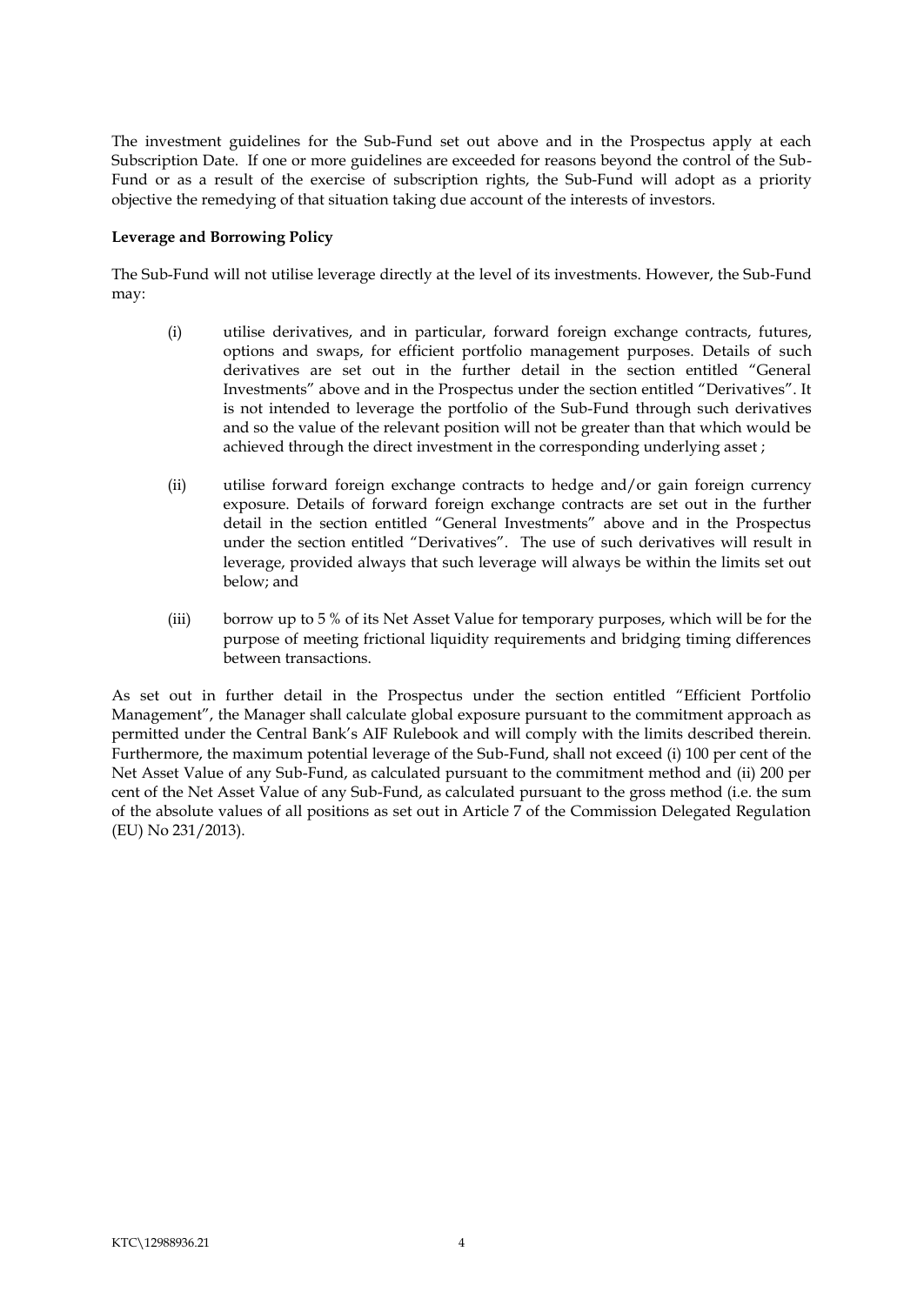The investment guidelines for the Sub-Fund set out above and in the Prospectus apply at each Subscription Date. If one or more guidelines are exceeded for reasons beyond the control of the Sub-Fund or as a result of the exercise of subscription rights, the Sub-Fund will adopt as a priority objective the remedying of that situation taking due account of the interests of investors.

**Leverage and Borrowing Policy**

The Sub-Fund will not utilise leverage directly at the level of its investments. However, the Sub-Fund may:

(i) utilise derivatives, and in particular, forward foreign exchange contracts, futures, options and swaps, for efficient portfolio management purposes. Details of such derivatives are set out in the further detail in the section entitled "General Investments" above and in the Prospectus under the section entitled "Derivatives". It is not intended to leverage the portfolio of the Sub-Fund through such derivatives and so the value of the relevant position will not be greater than that which would be achieved through the direct investment in the corresponding underlying asset ;

(ii) utilise forward foreign exchange contracts to hedge and/or gain foreign currency exposure. Details of forward foreign exchange contracts are set out in the further detail in the section entitled "General Investments" above and in the Prospectus under the section entitled "Derivatives". The use of such derivatives will result in leverage, provided always that such leverage will always be within the limits set out below; and

(iii) borrow up to 5 % of its Net Asset Value for temporary purposes, which will be for the purpose of meeting frictional liquidity requirements and bridging timing differences between transactions.

As set out in further detail in the Prospectus under the section entitled "Efficient Portfolio Management", the Manager shall calculate global exposure pursuant to the commitment approach as permitted under the Central Bank's AIF Rulebook and will comply with the limits described therein. Furthermore, the maximum potential leverage of the Sub-Fund, shall not exceed (i) 100 per cent of the Net Asset Value of any Sub-Fund, as calculated pursuant to the commitment method and (ii) 200 per cent of the Net Asset Value of any Sub-Fund, as calculated pursuant to the gross method (i.e. the sum of the absolute values of all positions as set out in Article 7 of the Commission Delegated Regulation (EU) No 231/2013).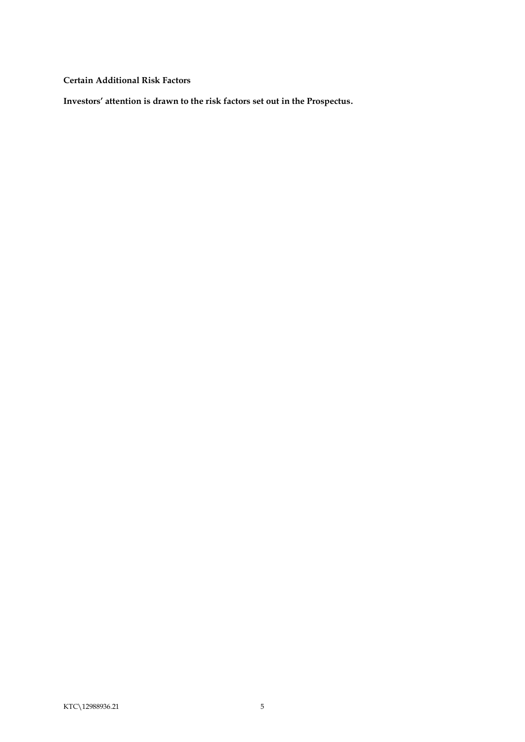**Certain Additional Risk Factors**

**Investors' attention is drawn to the risk factors set out in the Prospectus.**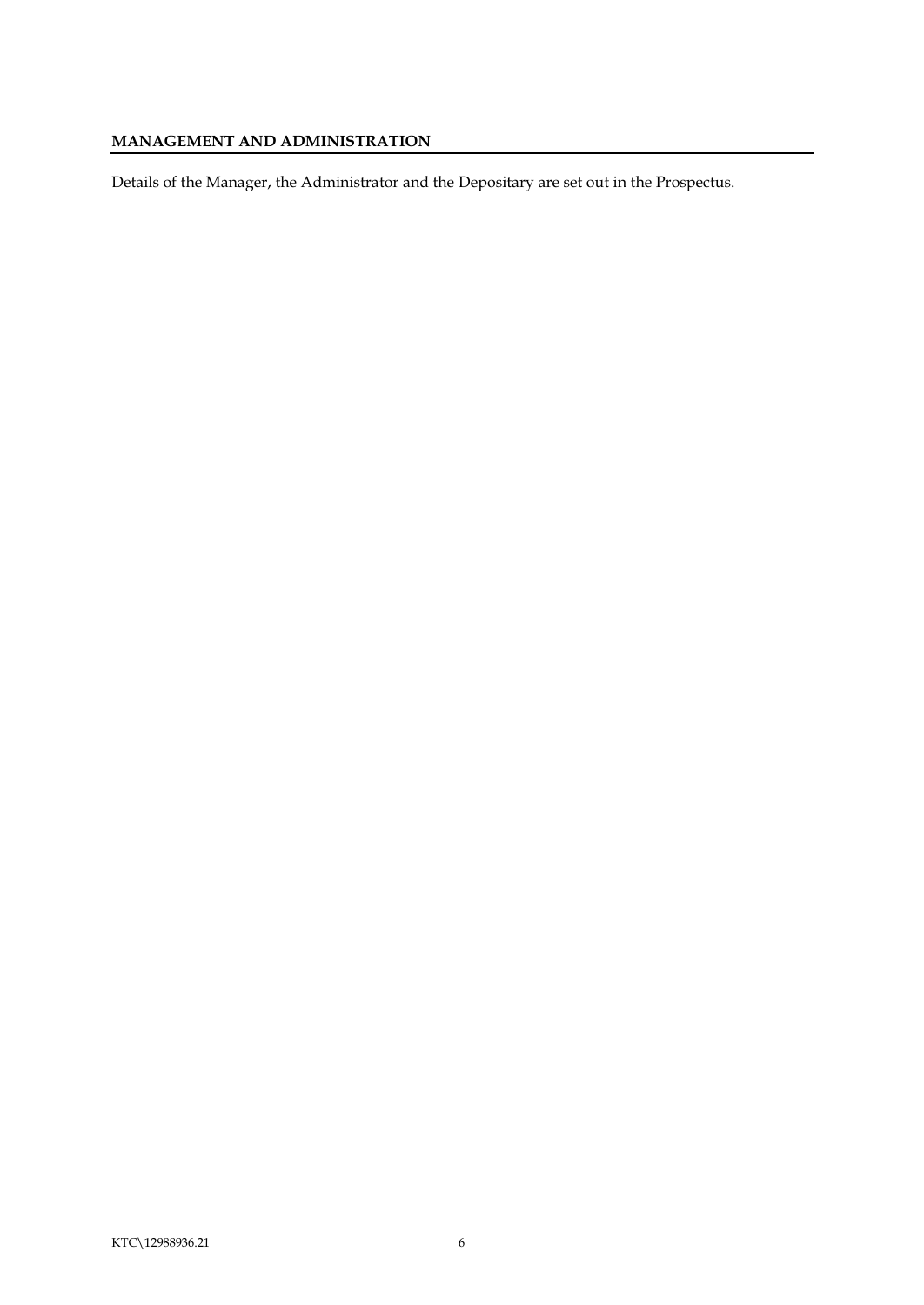## MANAGEMENT AND ADMINISTRATION

Details of the Manager, the Administrator and the Depositary are set out in the Prospectus.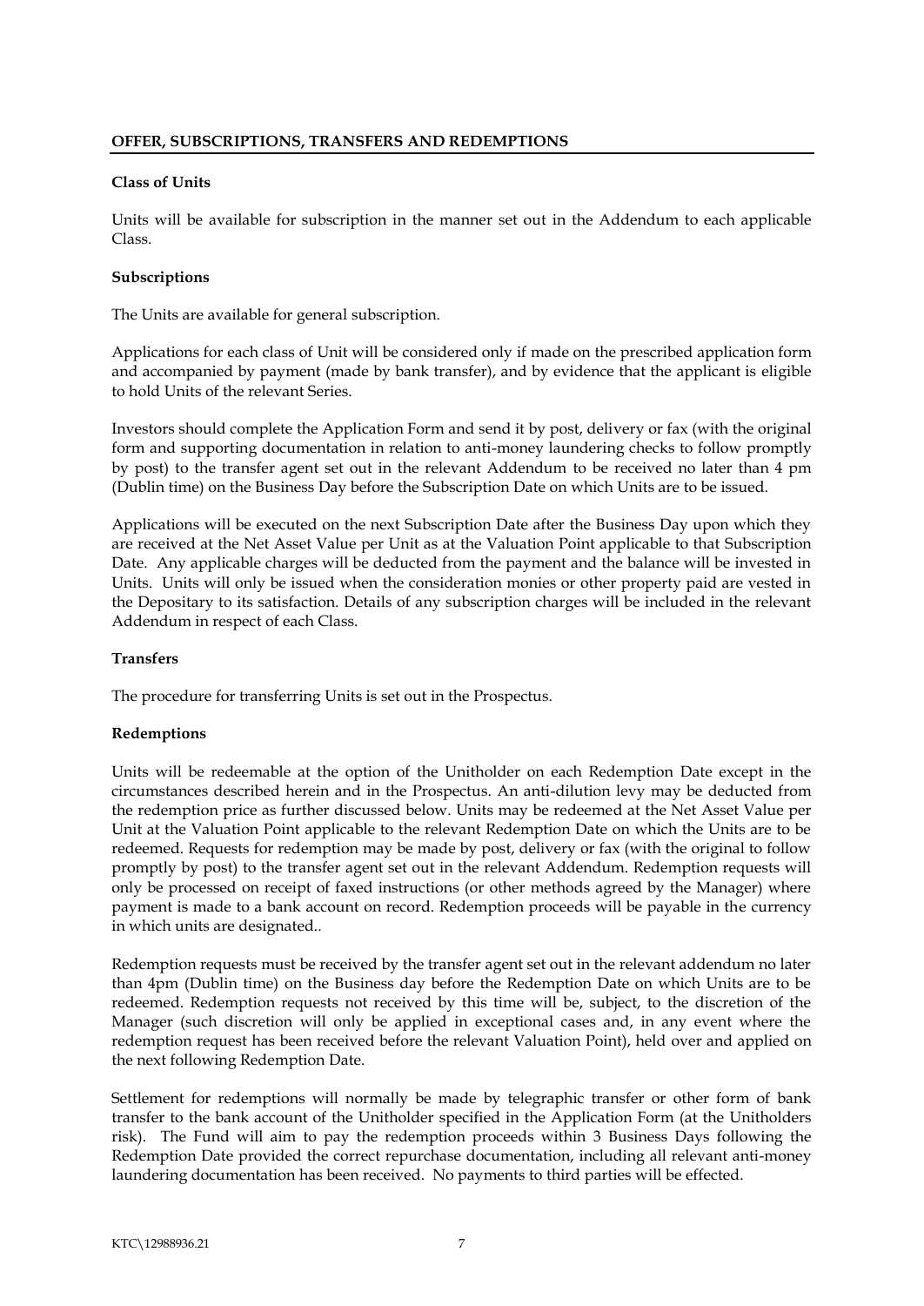## OFFER, SUBSCRIPTIONS, TRANSFERS AND REDEMPTIONS

### Class of Units

Units will be available for subscription in the manner set out in the Addendum to each applicable Class.

### Subscriptions

The Units are available for general subscription.

Applications for each class of Unit will be considered only if made on the prescribed application form and accompanied by payment (made by bank transfer), and by evidence that the applicant is eligible to hold Units of the relevant Series.

Investors should complete the Application Form and send it by post, delivery or fax (with the original form and supporting documentation in relation to anti-money laundering checks to follow promptly by post) to the transfer agent set out in the relevant Addendum to be received no later than 4 pm (Dublin time) on the Business Day before the Subscription Date on which Units are to be issued.

Applications will be executed on the next Subscription Date after the Business Day upon which they are received at the Net Asset Value per Unit as at the Valuation Point applicable to that Subscription Date. Any applicable charges will be deducted from the payment and the balance will be invested in Units. Units will only be issued when the consideration monies or other property paid are vested in the Depositary to its satisfaction. Details of any subscription charges will be included in the relevant Addendum in respect of each Class.

### Transfers

The procedure for transferring Units is set out in the Prospectus.

### Redemptions

Units will be redeemable at the option of the Unitholder on each Redemption Date except in the circumstances described herein and in the Prospectus. An anti-dilution levy may be deducted from the redemption price as further discussed below. Units may be redeemed at the Net Asset Value per Unit at the Valuation Point applicable to the relevant Redemption Date on which the Units are to be redeemed. Requests for redemption may be made by post, delivery or fax (with the original to follow promptly by post) to the transfer agent set out in the relevant Addendum. Redemption requests will only be processed on receipt of faxed instructions (or other methods agreed by the Manager) where payment is made to a bank account on record. Redemption proceeds will be payable in the currency in which units are designated..

Redemption requests must be received by the transfer agent set out in the relevant addendum no later than 4pm (Dublin time) on the Business day before the Redemption Date on which Units are to be redeemed. Redemption requests not received by this time will be, subject, to the discretion of the Manager (such discretion will only be applied in exceptional cases and, in any event where the redemption request has been received before the relevant Valuation Point), held over and applied on the next following Redemption Date.

Settlement for redemptions will normally be made by telegraphic transfer or other form of bank transfer to the bank account of the Unitholder specified in the Application Form (at the Unitholders risk). The Fund will aim to pay the redemption proceeds within 3 Business Days following the Redemption Date provided the correct repurchase documentation, including all relevant anti-money laundering documentation has been received. No payments to third parties will be effected.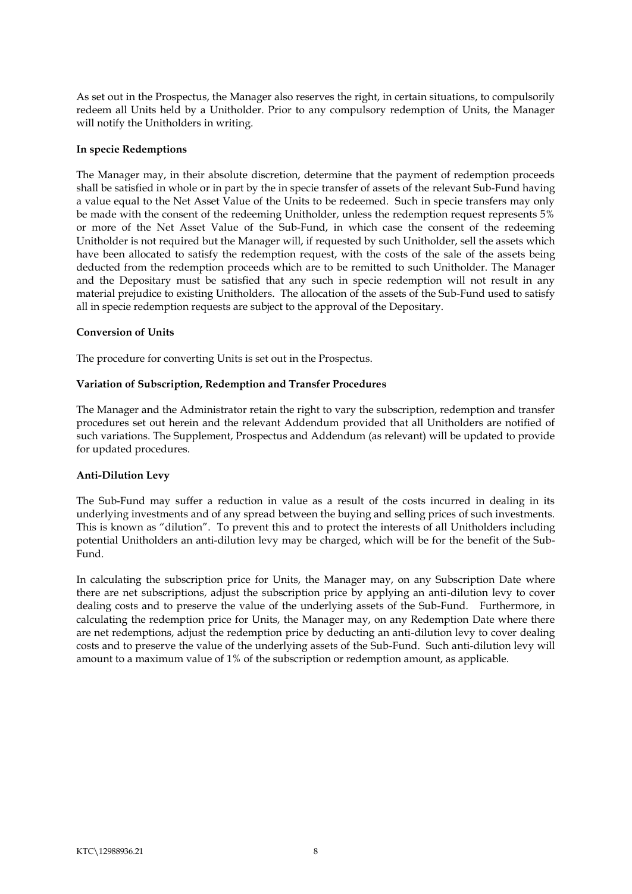As set out in the Prospectus, the Manager also reserves the right, in certain situations, to compulsorily redeem all Units held by a Unitholder. Prior to any compulsory redemption of Units, the Manager will notify the Unitholders in writing.

**In specie Redemptions**

The Manager may, in their absolute discretion, determine that the payment of redemption proceeds shall be satisfied in whole or in part by the in specie transfer of assets of the relevant Sub-Fund having a value equal to the Net Asset Value of the Units to be redeemed. Such in specie transfers may only be made with the consent of the redeeming Unitholder, unless the redemption request represents 5% or more of the Net Asset Value of the Sub-Fund, in which case the consent of the redeeming Unitholder is not required but the Manager will, if requested by such Unitholder, sell the assets which have been allocated to satisfy the redemption request, with the costs of the sale of the assets being deducted from the redemption proceeds which are to be remitted to such Unitholder. The Manager and the Depositary must be satisfied that any such in specie redemption will not result in any material prejudice to existing Unitholders. The allocation of the assets of the Sub-Fund used to satisfy all in specie redemption requests are subject to the approval of the Depositary.

**Conversion of Units**

The procedure for converting Units is set out in the Prospectus.

**Variation of Subscription, Redemption and Transfer Procedures**

The Manager and the Administrator retain the right to vary the subscription, redemption and transfer procedures set out herein and the relevant Addendum provided that all Unitholders are notified of such variations. The Supplement, Prospectus and Addendum (as relevant) will be updated to provide for updated procedures.

**Anti-Dilution Levy**

The Sub-Fund may suffer a reduction in value as a result of the costs incurred in dealing in its underlying investments and of any spread between the buying and selling prices of such investments. This is known as "dilution". To prevent this and to protect the interests of all Unitholders including potential Unitholders an anti-dilution levy may be charged, which will be for the benefit of the Sub-Fund.

In calculating the subscription price for Units, the Manager may, on any Subscription Date where there are net subscriptions, adjust the subscription price by applying an anti-dilution levy to cover dealing costs and to preserve the value of the underlying assets of the Sub-Fund. Furthermore, in calculating the redemption price for Units, the Manager may, on any Redemption Date where there are net redemptions, adjust the redemption price by deducting an anti-dilution levy to cover dealing costs and to preserve the value of the underlying assets of the Sub-Fund. Such anti-dilution levy will amount to a maximum value of 1% of the subscription or redemption amount, as applicable.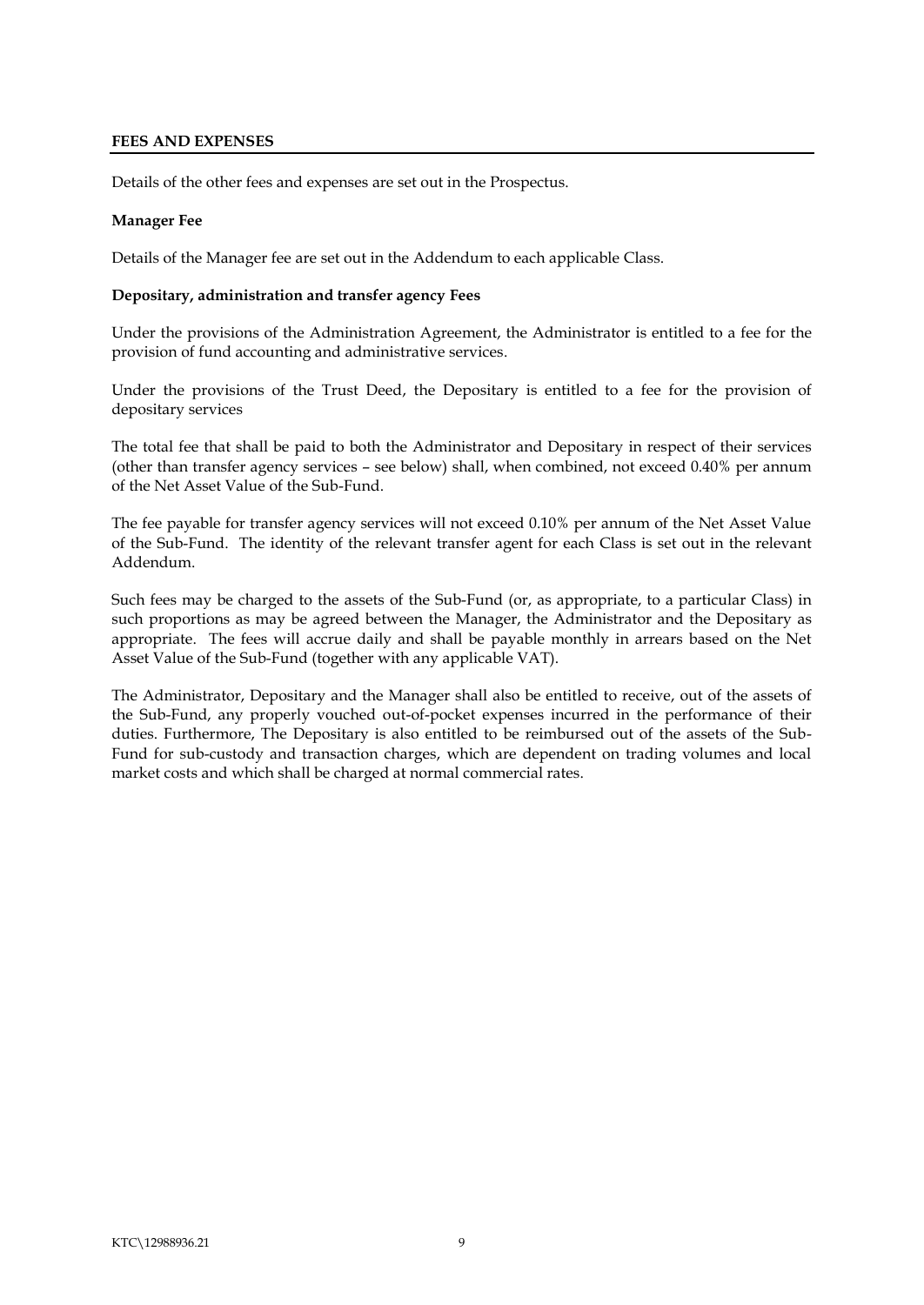## FEES AND EXPENSES

Details of the other fees and expenses are set out in the Prospectus.

**Manager Fee**

Details of the Manager fee are set out in the Addendum to each applicable Class.

**Depositary, administration and transfer agency Fees**

Under the provisions of the Administration Agreement, the Administrator is entitled to a fee for the provision of fund accounting and administrative services.

Under the provisions of the Trust Deed, the Depositary is entitled to a fee for the provision of depositary services

The total fee that shall be paid to both the Administrator and Depositary in respect of their services (other than transfer agency services – see below) shall, when combined, not exceed 0.40% per annum of the Net Asset Value of the Sub-Fund.

The fee payable for transfer agency services will not exceed 0.10% per annum of the Net Asset Value of the Sub-Fund. The identity of the relevant transfer agent for each Class is set out in the relevant Addendum.

Such fees may be charged to the assets of the Sub-Fund (or, as appropriate, to a particular Class) in such proportions as may be agreed between the Manager, the Administrator and the Depositary as appropriate. The fees will accrue daily and shall be payable monthly in arrears based on the Net Asset Value of the Sub-Fund (together with any applicable VAT).

The Administrator, Depositary and the Manager shall also be entitled to receive, out of the assets of the Sub-Fund, any properly vouched out-of-pocket expenses incurred in the performance of their duties. Furthermore, The Depositary is also entitled to be reimbursed out of the assets of the Sub-Fund for sub-custody and transaction charges, which are dependent on trading volumes and local market costs and which shall be charged at normal commercial rates.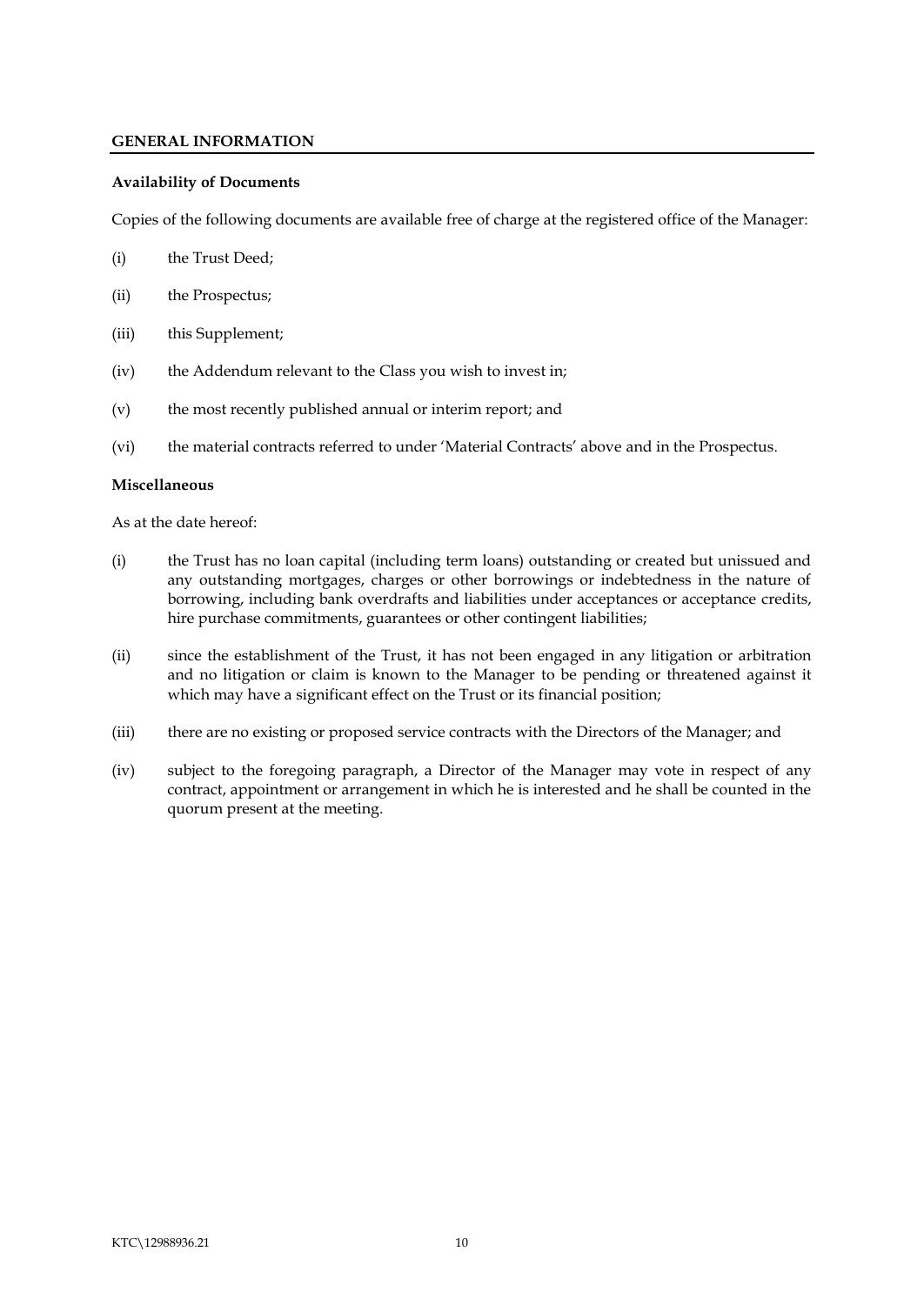## GENERAL INFORMATION

### Availability of Documents

Copies of the following documents are available free of charge at the registered office of the Manager:

(i) the Trust Deed;

(ii) the Prospectus;

(iii) this Supplement;

(iv) the Addendum relevant to the Class you wish to invest in;

(v) the most recently published annual or interim report; and

(vi) the material contracts referred to under 'Material Contracts' above and in the Prospectus.

### Miscellaneous

As at the date hereof:

(i) the Trust has no loan capital (including term loans) outstanding or created but unissued and any outstanding mortgages, charges or other borrowings or indebtedness in the nature of borrowing, including bank overdrafts and liabilities under acceptances or acceptance credits, hire purchase commitments, guarantees or other contingent liabilities;

(ii) since the establishment of the Trust, it has not been engaged in any litigation or arbitration and no litigation or claim is known to the Manager to be pending or threatened against it which may have a significant effect on the Trust or its financial position;

(iii) there are no existing or proposed service contracts with the Directors of the Manager; and

(iv) subject to the foregoing paragraph, a Director of the Manager may vote in respect of any contract, appointment or arrangement in which he is interested and he shall be counted in the quorum present at the meeting.